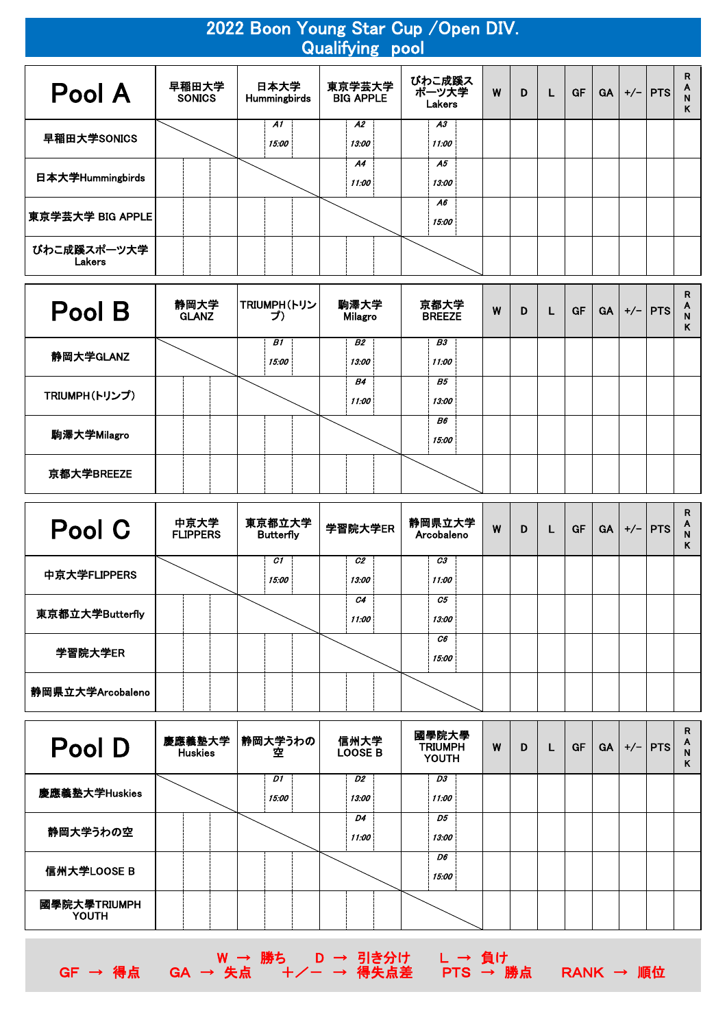# 2022 Boon Young Star Cup /Open DIV.
## Qualifying pool

| Pool A | 早稲田大学 SONICS | 日本大学 Hummingbirds | 東京学芸大学 BIG APPLE | びわこ成蹊スポーツ大学 Lakers | W | D | L | GF | GA | +/- | PTS | RANK |
|---|---|---|---|---|---|---|---|---|---|---|---|---|
| 早稲田大学SONICS | | A1 15:00 | A2 13:00 | A3 11:00 | | | | | | | | |
| 日本大学Hummingbirds | | | A4 11:00 | A5 13:00 | | | | | | | | |
| 東京学芸大学 BIG APPLE | | | | A6 15:00 | | | | | | | | |
| びわこ成蹊スポーツ大学 Lakers | | | | | | | | | | | | |

| Pool B | 静岡大学 GLANZ | TRIUMPH(トリンプ) | 駒澤大学 Milagro | 京都大学 BREEZE | W | D | L | GF | GA | +/- | PTS | RANK |
|---|---|---|---|---|---|---|---|---|---|---|---|---|
| 静岡大学GLANZ | | B1 15:00 | B2 13:00 | B3 11:00 | | | | | | | | |
| TRIUMPH(トリンプ) | | | B4 11:00 | B5 13:00 | | | | | | | | |
| 駒澤大学Milagro | | | | B6 15:00 | | | | | | | | |
| 京都大学BREEZE | | | | | | | | | | | | |

| Pool C | 中京大学 FLIPPERS | 東京都立大学 Butterfly | 学習院大学ER | 静岡県立大学 Arcobaleno | W | D | L | GF | GA | +/- | PTS | RANK |
|---|---|---|---|---|---|---|---|---|---|---|---|---|
| 中京大学FLIPPERS | | C1 15:00 | C2 13:00 | C3 11:00 | | | | | | | | |
| 東京都立大学Butterfly | | | C4 11:00 | C5 13:00 | | | | | | | | |
| 学習院大学ER | | | | C6 15:00 | | | | | | | | |
| 静岡県立大学Arcobaleno | | | | | | | | | | | | |

| Pool D | 慶應義塾大学 Huskies | 静岡大学うわの空 | 信州大学 LOOSE B | 國學院大學 TRIUMPH YOUTH | W | D | L | GF | GA | +/- | PTS | RANK |
|---|---|---|---|---|---|---|---|---|---|---|---|---|
| 慶應義塾大学Huskies | | D1 15:00 | D2 13:00 | D3 11:00 | | | | | | | | |
| 静岡大学うわの空 | | | D4 11:00 | D5 13:00 | | | | | | | | |
| 信州大学LOOSE B | | | | D6 15:00 | | | | | | | | |
| 國學院大學TRIUMPH YOUTH | | | | | | | | | | | | |

W → 勝ち　D → 引き分け　L → 負け
GF → 得点　GA → 失点　＋／－ → 得失点差　PTS → 勝点　RANK → 順位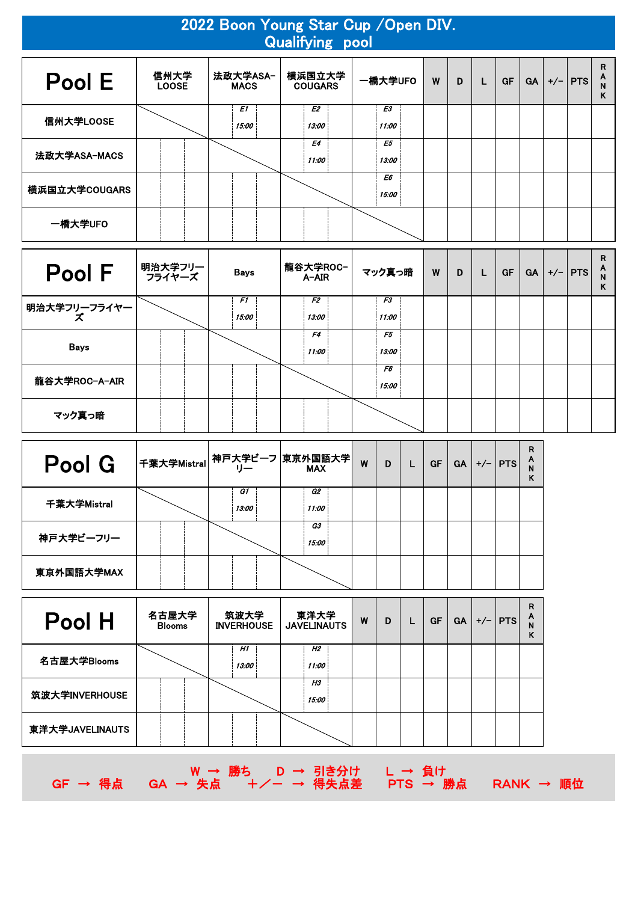# 2022 Boon Young Star Cup /Open DIV.
## Qualifying pool

| Pool E | 信州大学LOOSE | 法政大学ASA-MACS | 横浜国立大学COUGARS | 一橋大学UFO | W | D | L | GF | GA | +/− | PTS | RANK |
|---|---|---|---|---|---|---|---|---|---|---|---|---|
| 信州大学LOOSE | | E1 15:00 | E2 13:00 | E3 11:00 | | | | | | | | |
| 法政大学ASA-MACS | | | E4 11:00 | E5 13:00 | | | | | | | | |
| 横浜国立大学COUGARS | | | | E6 15:00 | | | | | | | | |
| 一橋大学UFO | | | | | | | | | | | | |

| Pool F | 明治大学フリーフライヤーズ | Bays | 龍谷大学ROC-A-AIR | マック真っ暗 | W | D | L | GF | GA | +/− | PTS | RANK |
|---|---|---|---|---|---|---|---|---|---|---|---|---|
| 明治大学フリーフライヤーズ | | F1 15:00 | F2 13:00 | F3 11:00 | | | | | | | | |
| Bays | | | F4 11:00 | F5 13:00 | | | | | | | | |
| 龍谷大学ROC-A-AIR | | | | F6 15:00 | | | | | | | | |
| マック真っ暗 | | | | | | | | | | | | |

| Pool G | 千葉大学Mistral | 神戸大学ビーフリー | 東京外国語大学MAX | W | D | L | GF | GA | +/− | PTS | RANK |
|---|---|---|---|---|---|---|---|---|---|---|---|
| 千葉大学Mistral | | G1 13:00 | G2 11:00 | | | | | | | | |
| 神戸大学ビーフリー | | | G3 15:00 | | | | | | | | |
| 東京外国語大学MAX | | | | | | | | | | | |

| Pool H | 名古屋大学Blooms | 筑波大学INVERHOUSE | 東洋大学JAVELINAUTS | W | D | L | GF | GA | +/− | PTS | RANK |
|---|---|---|---|---|---|---|---|---|---|---|---|
| 名古屋大学Blooms | | H1 13:00 | H2 11:00 | | | | | | | | |
| 筑波大学INVERHOUSE | | | H3 15:00 | | | | | | | | |
| 東洋大学JAVELINAUTS | | | | | | | | | | | |

W → 勝ち　D → 引き分け　L → 負け
GF → 得点　GA → 失点　＋／− → 得失点差　PTS → 勝点　RANK → 順位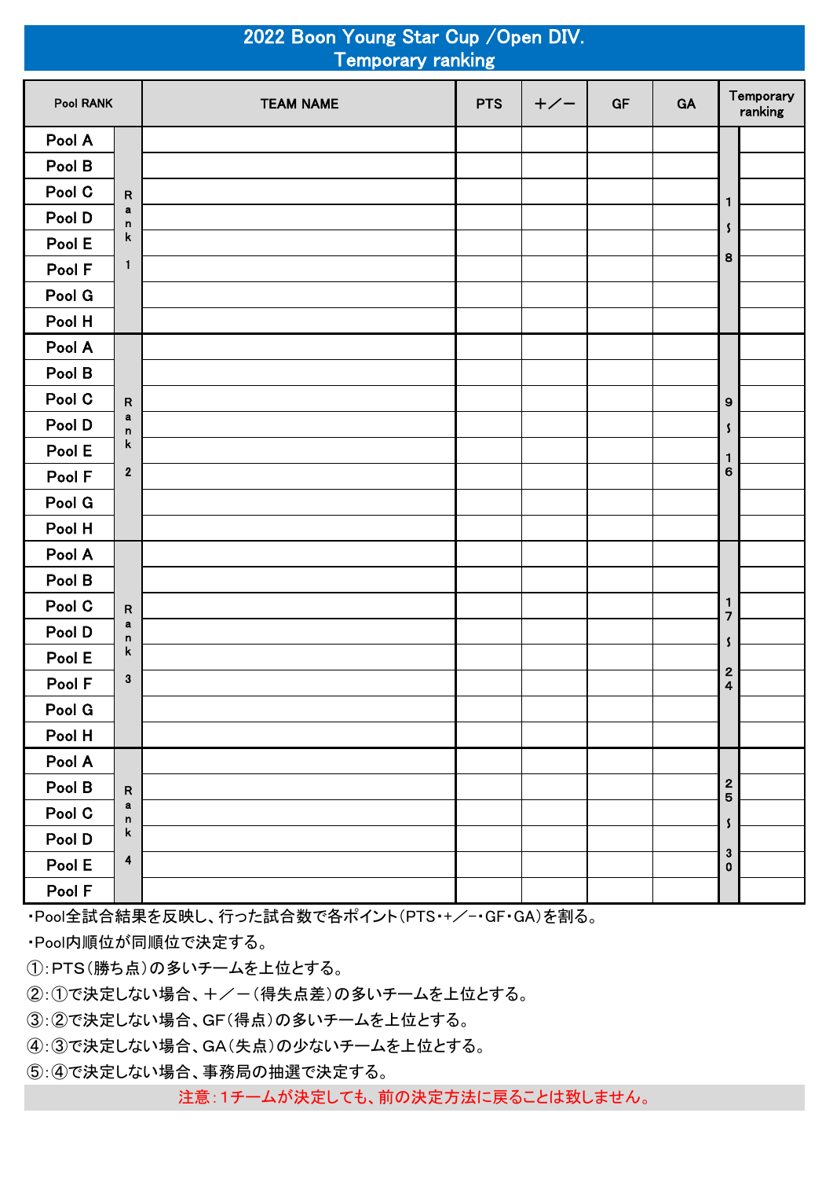# 2022 Boon Young Star Cup /Open DIV.
## Temporary ranking

| Pool RANK | | TEAM NAME | PTS | +／− | GF | GA | Temporary ranking | |
|---|---|---|---|---|---|---|---|---|
| Pool A | Rank 1 | | | | | | 1〜8 | |
| Pool B | | | | | | | | |
| Pool C | | | | | | | | |
| Pool D | | | | | | | | |
| Pool E | | | | | | | | |
| Pool F | | | | | | | | |
| Pool G | | | | | | | | |
| Pool H | | | | | | | | |
| Pool A | Rank 2 | | | | | | 9〜16 | |
| Pool B | | | | | | | | |
| Pool C | | | | | | | | |
| Pool D | | | | | | | | |
| Pool E | | | | | | | | |
| Pool F | | | | | | | | |
| Pool G | | | | | | | | |
| Pool H | | | | | | | | |
| Pool A | Rank 3 | | | | | | 17〜24 | |
| Pool B | | | | | | | | |
| Pool C | | | | | | | | |
| Pool D | | | | | | | | |
| Pool E | | | | | | | | |
| Pool F | | | | | | | | |
| Pool G | | | | | | | | |
| Pool H | | | | | | | | |
| Pool A | Rank 4 | | | | | | 25〜30 | |
| Pool B | | | | | | | | |
| Pool C | | | | | | | | |
| Pool D | | | | | | | | |
| Pool E | | | | | | | | |
| Pool F | | | | | | | | |

・Pool全試合結果を反映し、行った試合数で各ポイント(PTS・+／−・GF・GA)を割る。

・Pool内順位が同順位で決定する。

①:PTS(勝ち点)の多いチームを上位とする。

②:①で決定しない場合、+／−(得失点差)の多いチームを上位とする。

③:②で決定しない場合、GF(得点)の多いチームを上位とする。

④:③で決定しない場合、GA(失点)の少ないチームを上位とする。

⑤:④で決定しない場合、事務局の抽選で決定する。

注意:1チームが決定しても、前の決定方法に戻ることは致しません。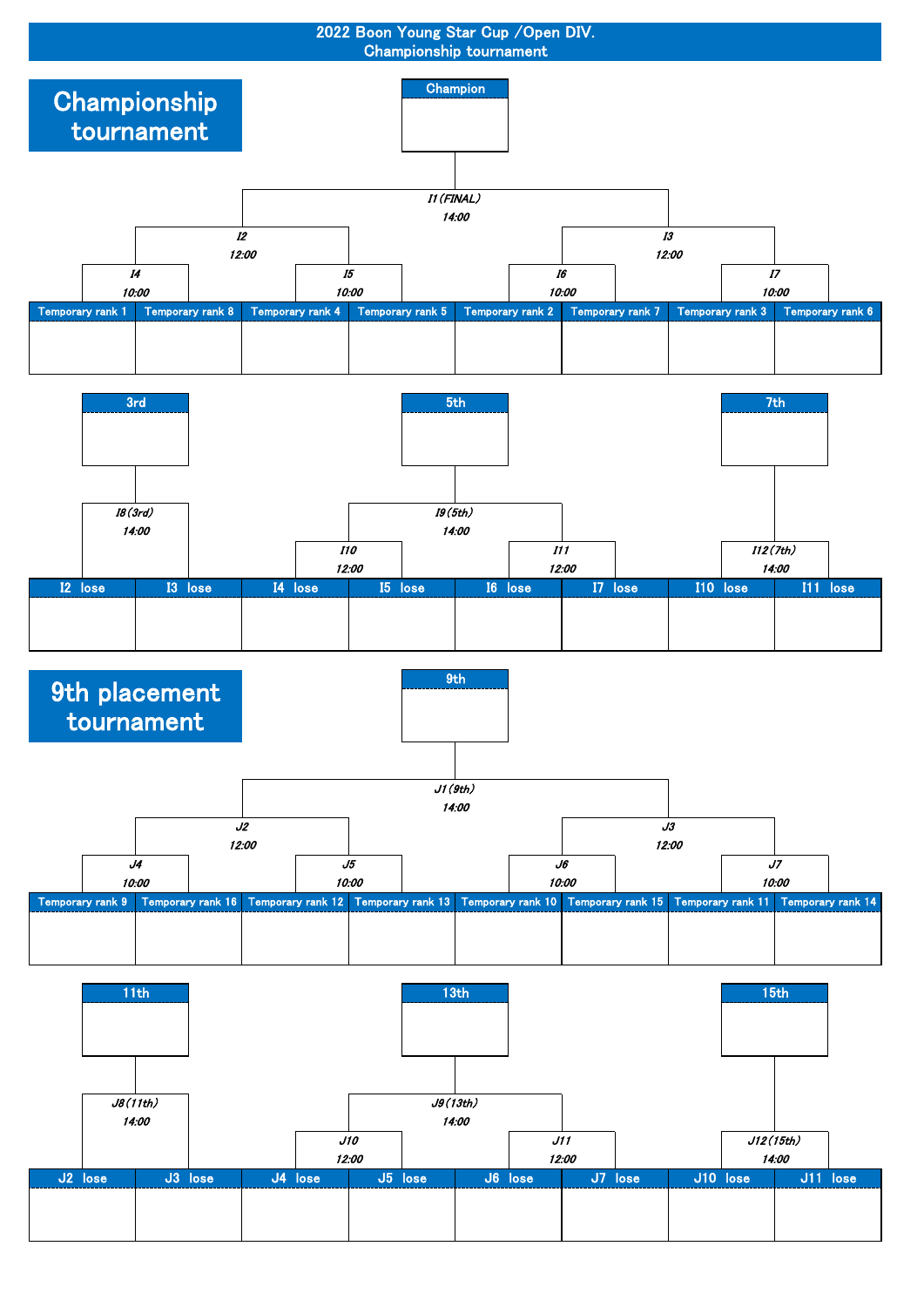# 2022 Boon Young Star Cup /Open DIV.
## Championship tournament

## Championship tournament

**Champion**

I1 (FINAL) 14:00

I2 12:00 | I3 12:00

I4 10:00 | I5 10:00 | I6 10:00 | I7 10:00

| Temporary rank 1 | Temporary rank 8 | Temporary rank 4 | Temporary rank 5 | Temporary rank 2 | Temporary rank 7 | Temporary rank 3 | Temporary rank 6 |
|---|---|---|---|---|---|---|---|
| | | | | | | | |

**3rd** | **5th** | **7th**

I8 (3rd) 14:00 | I9 (5th) 14:00

I10 12:00 | I11 12:00 | I12 (7th) 14:00

| I2 lose | I3 lose | I4 lose | I5 lose | I6 lose | I7 lose | I10 lose | I11 lose |
|---|---|---|---|---|---|---|---|
| | | | | | | | |

## 9th placement tournament

**9th**

J1 (9th) 14:00

J2 12:00 | J3 12:00

J4 10:00 | J5 10:00 | J6 10:00 | J7 10:00

| Temporary rank 9 | Temporary rank 16 | Temporary rank 12 | Temporary rank 13 | Temporary rank 10 | Temporary rank 15 | Temporary rank 11 | Temporary rank 14 |
|---|---|---|---|---|---|---|---|
| | | | | | | | |

**11th** | **13th** | **15th**

J8 (11th) 14:00 | J9 (13th) 14:00

J10 12:00 | J11 12:00 | J12 (15th) 14:00

| J2 lose | J3 lose | J4 lose | J5 lose | J6 lose | J7 lose | J10 lose | J11 lose |
|---|---|---|---|---|---|---|---|
| | | | | | | | |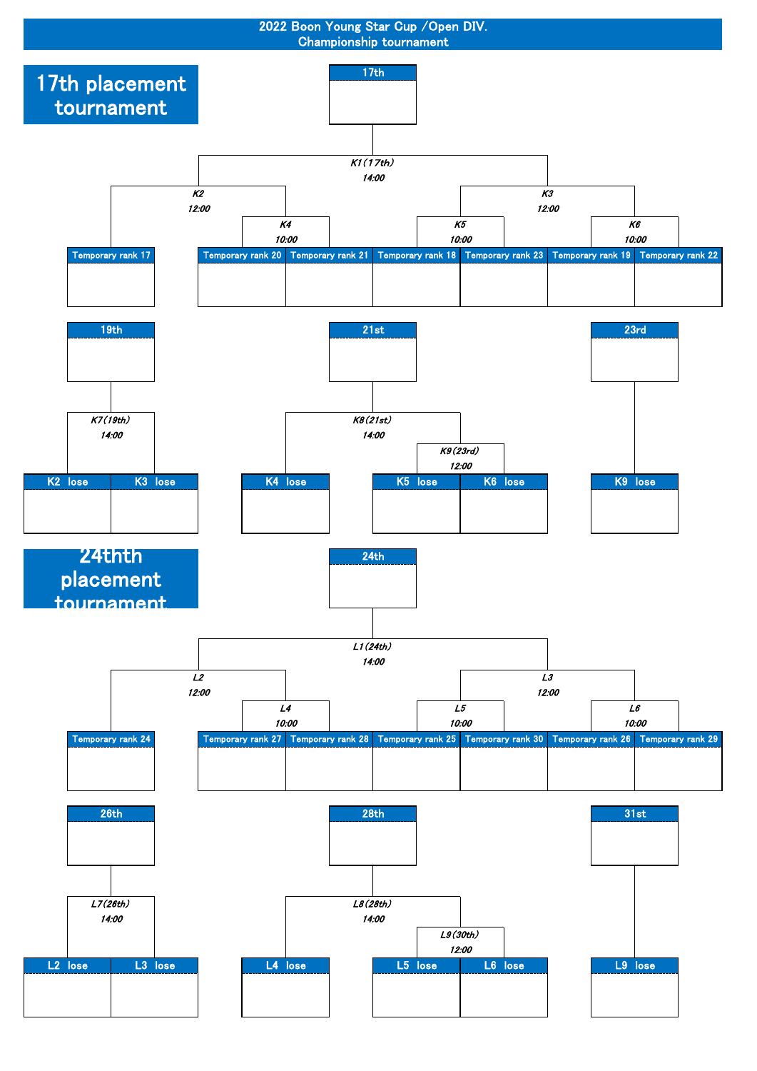# 2022 Boon Young Star Cup /Open DIV.
## Championship tournament

## 17th placement tournament

**17th**

K1(17th) 14:00

K2 12:00

K3 12:00

K4 10:00

K5 10:00

K6 10:00

| Temporary rank 17 | Temporary rank 20 | Temporary rank 21 | Temporary rank 18 | Temporary rank 23 | Temporary rank 19 | Temporary rank 22 |
|---|---|---|---|---|---|---|
| | | | | | | |

**19th**

K7(19th) 14:00

| K2 lose | K3 lose |
|---|---|
| | |

**21st**

K8(21st) 14:00

K9(23rd) 12:00

| K4 lose | K5 lose | K6 lose |
|---|---|---|
| | | |

**23rd**

| K9 lose |
|---|
| |

## 24thth placement tournament

**24th**

L1(24th) 14:00

L2 12:00

L3 12:00

L4 10:00

L5 10:00

L6 10:00

| Temporary rank 24 | Temporary rank 27 | Temporary rank 28 | Temporary rank 25 | Temporary rank 30 | Temporary rank 26 | Temporary rank 29 |
|---|---|---|---|---|---|---|
| | | | | | | |

**26th**

L7(26th) 14:00

| L2 lose | L3 lose |
|---|---|
| | |

**28th**

L8(28th) 14:00

L9(30th) 12:00

| L4 lose | L5 lose | L6 lose |
|---|---|---|
| | | |

**31st**

| L9 lose |
|---|
| |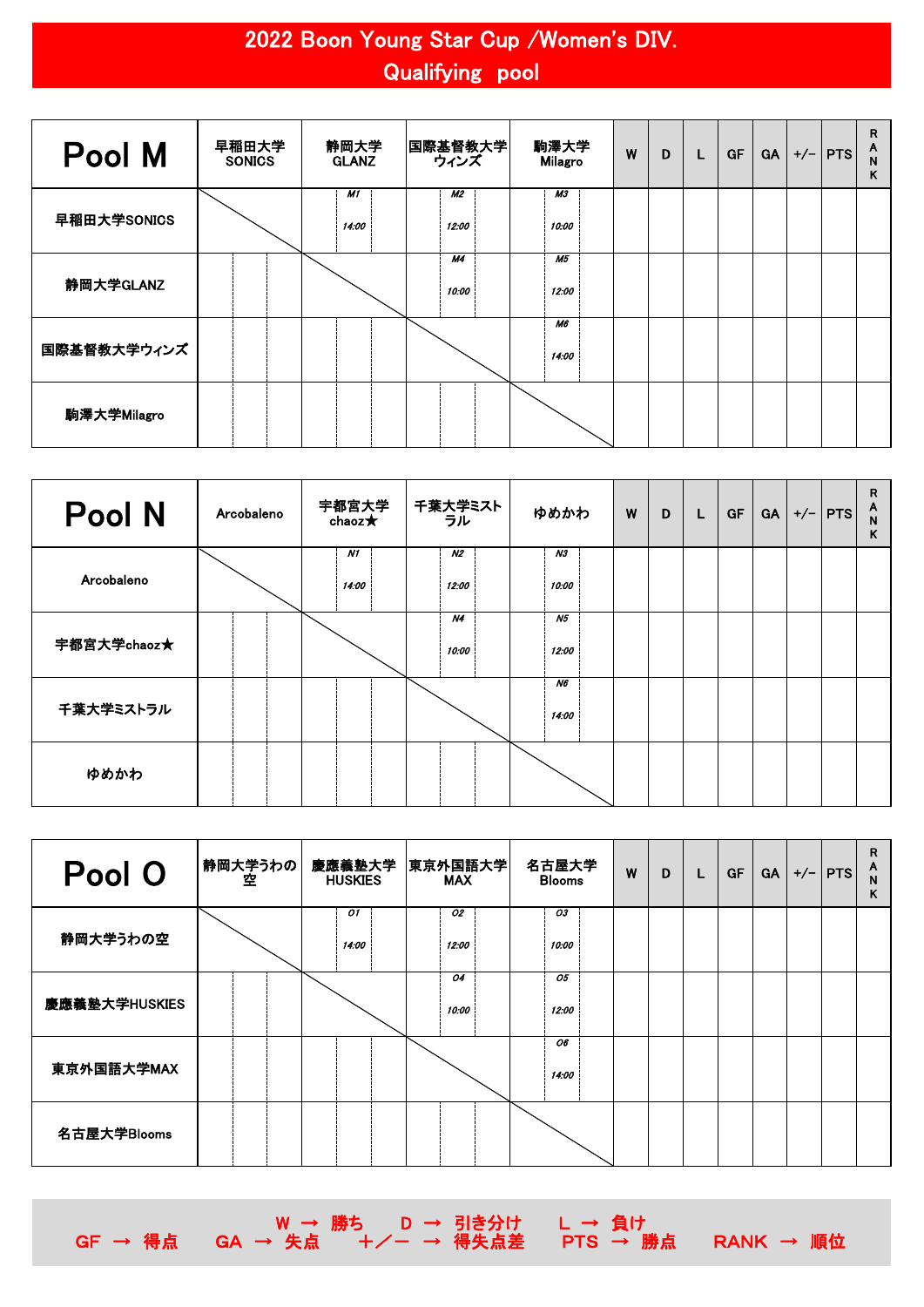# 2022 Boon Young Star Cup /Women's DIV.
## Qualifying pool

| Pool M | 早稲田大学SONICS | 静岡大学GLANZ | 国際基督教大学ウィンズ | 駒澤大学Milagro | W | D | L | GF | GA | +/− | PTS | RANK |
|---|---|---|---|---|---|---|---|---|---|---|---|---|
| 早稲田大学SONICS | | M1 14:00 | M2 12:00 | M3 10:00 | | | | | | | | |
| 静岡大学GLANZ | | | M4 10:00 | M5 12:00 | | | | | | | | |
| 国際基督教大学ウィンズ | | | | M6 14:00 | | | | | | | | |
| 駒澤大学Milagro | | | | | | | | | | | | |

| Pool N | Arcobaleno | 宇都宮大学chaoz★ | 千葉大学ミストラル | ゆめかわ | W | D | L | GF | GA | +/− | PTS | RANK |
|---|---|---|---|---|---|---|---|---|---|---|---|---|
| Arcobaleno | | N1 14:00 | N2 12:00 | N3 10:00 | | | | | | | | |
| 宇都宮大学chaoz★ | | | N4 10:00 | N5 12:00 | | | | | | | | |
| 千葉大学ミストラル | | | | N6 14:00 | | | | | | | | |
| ゆめかわ | | | | | | | | | | | | |

| Pool O | 静岡大学うわの空 | 慶應義塾大学HUSKIES | 東京外国語大学MAX | 名古屋大学Blooms | W | D | L | GF | GA | +/− | PTS | RANK |
|---|---|---|---|---|---|---|---|---|---|---|---|---|
| 静岡大学うわの空 | | O1 14:00 | O2 12:00 | O3 10:00 | | | | | | | | |
| 慶應義塾大学HUSKIES | | | O4 10:00 | O5 12:00 | | | | | | | | |
| 東京外国語大学MAX | | | | O6 14:00 | | | | | | | | |
| 名古屋大学Blooms | | | | | | | | | | | | |

W → 勝ち　D → 引き分け　L → 負け
GF → 得点　GA → 失点　＋／－ → 得失点差　PTS → 勝点　RANK → 順位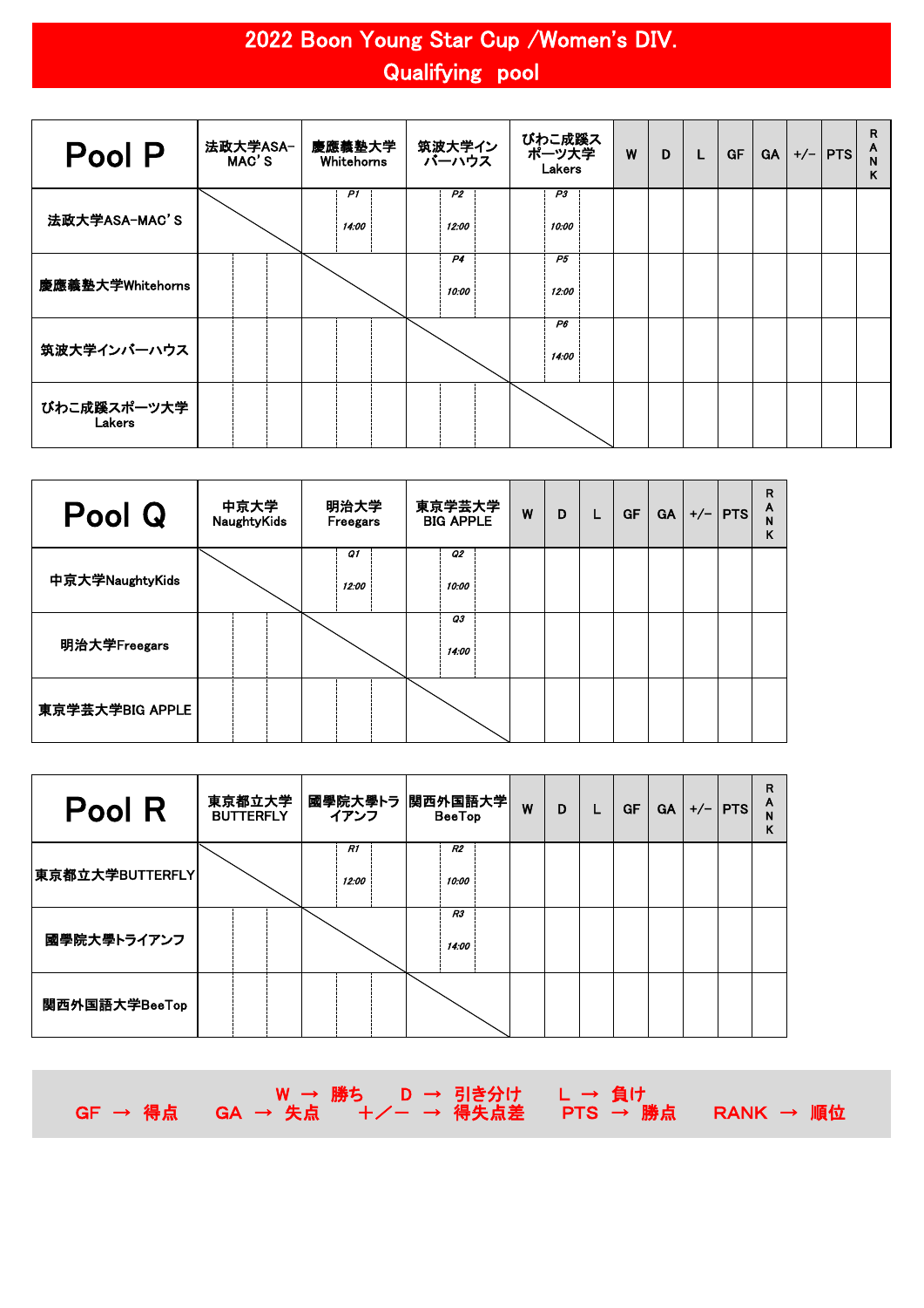# 2022 Boon Young Star Cup /Women's DIV.

## Qualifying pool

| Pool P | 法政大学ASA-MAC'S | 慶應義塾大学Whitehorns | 筑波大学インバーハウス | びわこ成蹊スポーツ大学Lakers | W | D | L | GF | GA | +/- | PTS | RANK |
|---|---|---|---|---|---|---|---|---|---|---|---|---|
| 法政大学ASA-MAC'S | | P1 14:00 | P2 12:00 | P3 10:00 | | | | | | | | |
| 慶應義塾大学Whitehorns | | | P4 10:00 | P5 12:00 | | | | | | | | |
| 筑波大学インバーハウス | | | | P6 14:00 | | | | | | | | |
| びわこ成蹊スポーツ大学Lakers | | | | | | | | | | | | |

| Pool Q | 中京大学NaughtyKids | 明治大学Freegars | 東京学芸大学BIG APPLE | W | D | L | GF | GA | +/- | PTS | RANK |
|---|---|---|---|---|---|---|---|---|---|---|---|
| 中京大学NaughtyKids | | Q1 12:00 | Q2 10:00 | | | | | | | | |
| 明治大学Freegars | | | Q3 14:00 | | | | | | | | |
| 東京学芸大学BIG APPLE | | | | | | | | | | | |

| Pool R | 東京都立大学BUTTERFLY | 國學院大學トライアンフ | 関西外国語大学BeeTop | W | D | L | GF | GA | +/- | PTS | RANK |
|---|---|---|---|---|---|---|---|---|---|---|---|
| 東京都立大学BUTTERFLY | | R1 12:00 | R2 10:00 | | | | | | | | |
| 國學院大學トライアンフ | | | R3 14:00 | | | | | | | | |
| 関西外国語大学BeeTop | | | | | | | | | | | |

W → 勝ち　D → 引き分け　L → 負け
GF → 得点　GA → 失点　＋／ー → 得失点差　PTS → 勝点　RANK → 順位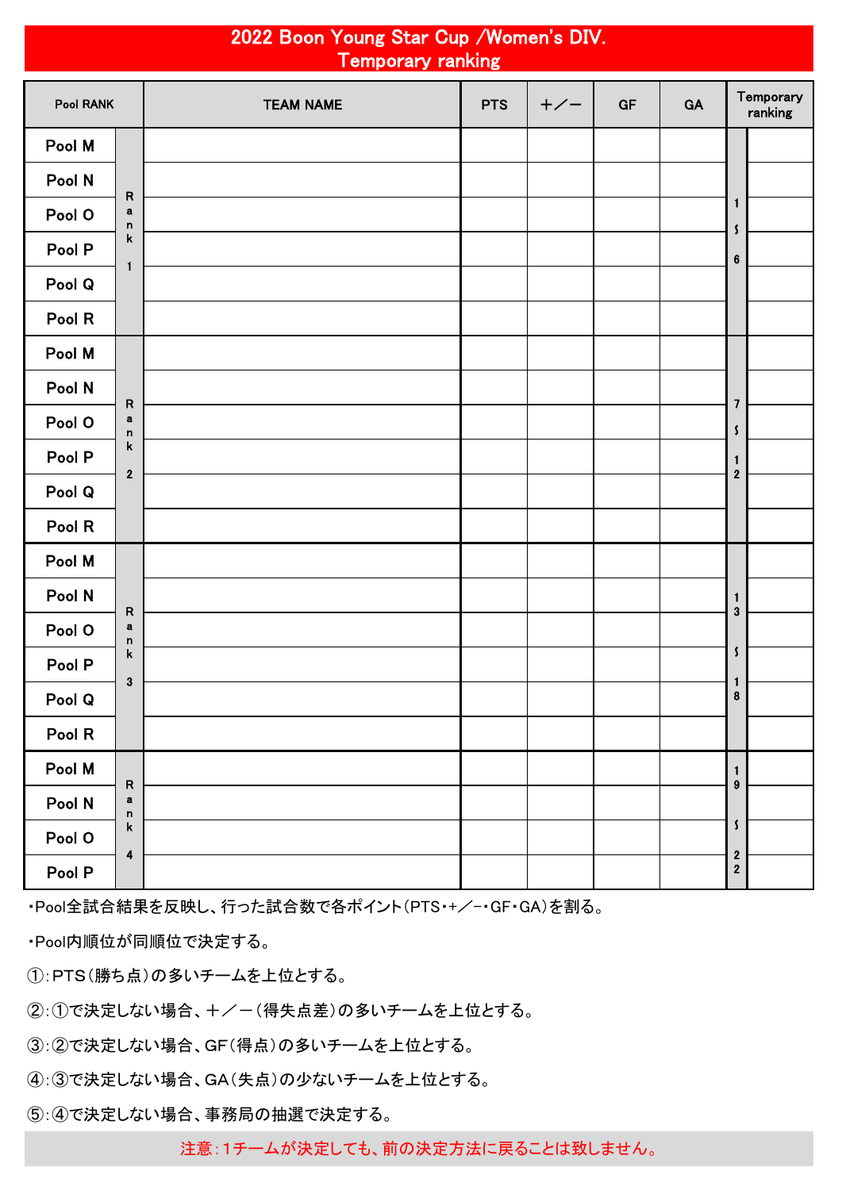# 2022 Boon Young Star Cup /Women's DIV.
## Temporary ranking

| Pool RANK | | TEAM NAME | PTS | +／− | GF | GA | Temporary ranking | |
|---|---|---|---|---|---|---|---|---|
| Pool M | Rank 1 | | | | | | 1〜6 | |
| Pool N | | | | | | | | |
| Pool O | | | | | | | | |
| Pool P | | | | | | | | |
| Pool Q | | | | | | | | |
| Pool R | | | | | | | | |
| Pool M | Rank 2 | | | | | | 7〜12 | |
| Pool N | | | | | | | | |
| Pool O | | | | | | | | |
| Pool P | | | | | | | | |
| Pool Q | | | | | | | | |
| Pool R | | | | | | | | |
| Pool M | Rank 3 | | | | | | 13〜18 | |
| Pool N | | | | | | | | |
| Pool O | | | | | | | | |
| Pool P | | | | | | | | |
| Pool Q | | | | | | | | |
| Pool R | | | | | | | | |
| Pool M | Rank 4 | | | | | | 19〜22 | |
| Pool N | | | | | | | | |
| Pool O | | | | | | | | |
| Pool P | | | | | | | | |

・Pool全試合結果を反映し、行った試合数で各ポイント(PTS・+／−・GF・GA)を割る。

・Pool内順位が同順位で決定する。

①:PTS(勝ち点)の多いチームを上位とする。

②:①で決定しない場合、+／−(得失点差)の多いチームを上位とする。

③:②で決定しない場合、GF(得点)の多いチームを上位とする。

④:③で決定しない場合、GA(失点)の少ないチームを上位とする。

⑤:④で決定しない場合、事務局の抽選で決定する。

注意:1チームが決定しても、前の決定方法に戻ることは致しません。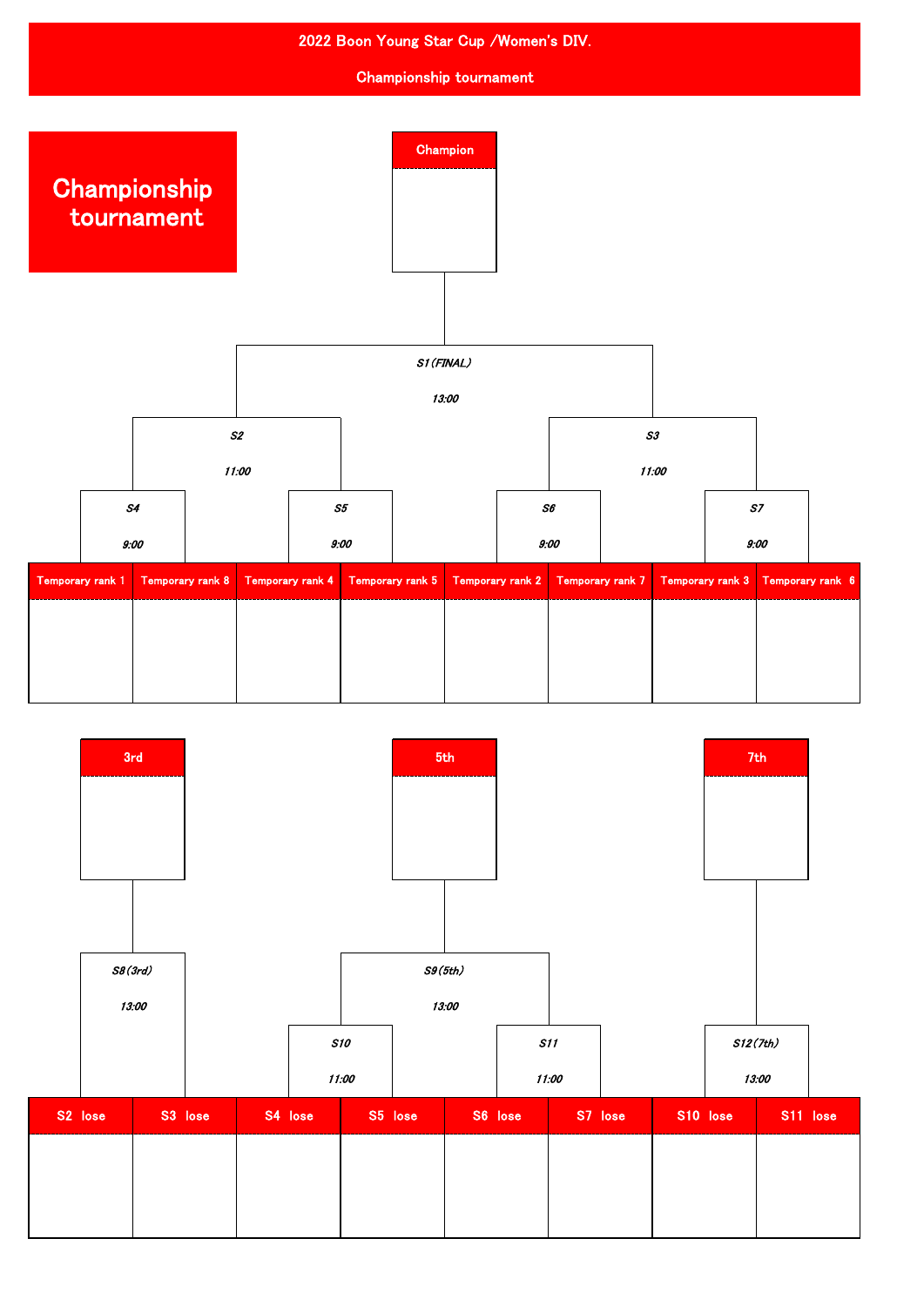# 2022 Boon Young Star Cup /Women's DIV.

## Championship tournament

**Championship tournament**

**Champion**

*S1 (FINAL)*
*13:00*

*S2*
*11:00*

*S3*
*11:00*

*S4*
*9:00*

*S5*
*9:00*

*S6*
*9:00*

*S7*
*9:00*

| Temporary rank 1 | Temporary rank 8 | Temporary rank 4 | Temporary rank 5 | Temporary rank 2 | Temporary rank 7 | Temporary rank 3 | Temporary rank 6 |
| --- | --- | --- | --- | --- | --- | --- | --- |
| | | | | | | | |

**3rd**

**5th**

**7th**

*S8 (3rd)*
*13:00*

*S9 (5th)*
*13:00*

*S10*
*11:00*

*S11*
*11:00*

*S12 (7th)*
*13:00*

| S2 lose | S3 lose | S4 lose | S5 lose | S6 lose | S7 lose | S10 lose | S11 lose |
| --- | --- | --- | --- | --- | --- | --- | --- |
| | | | | | | | |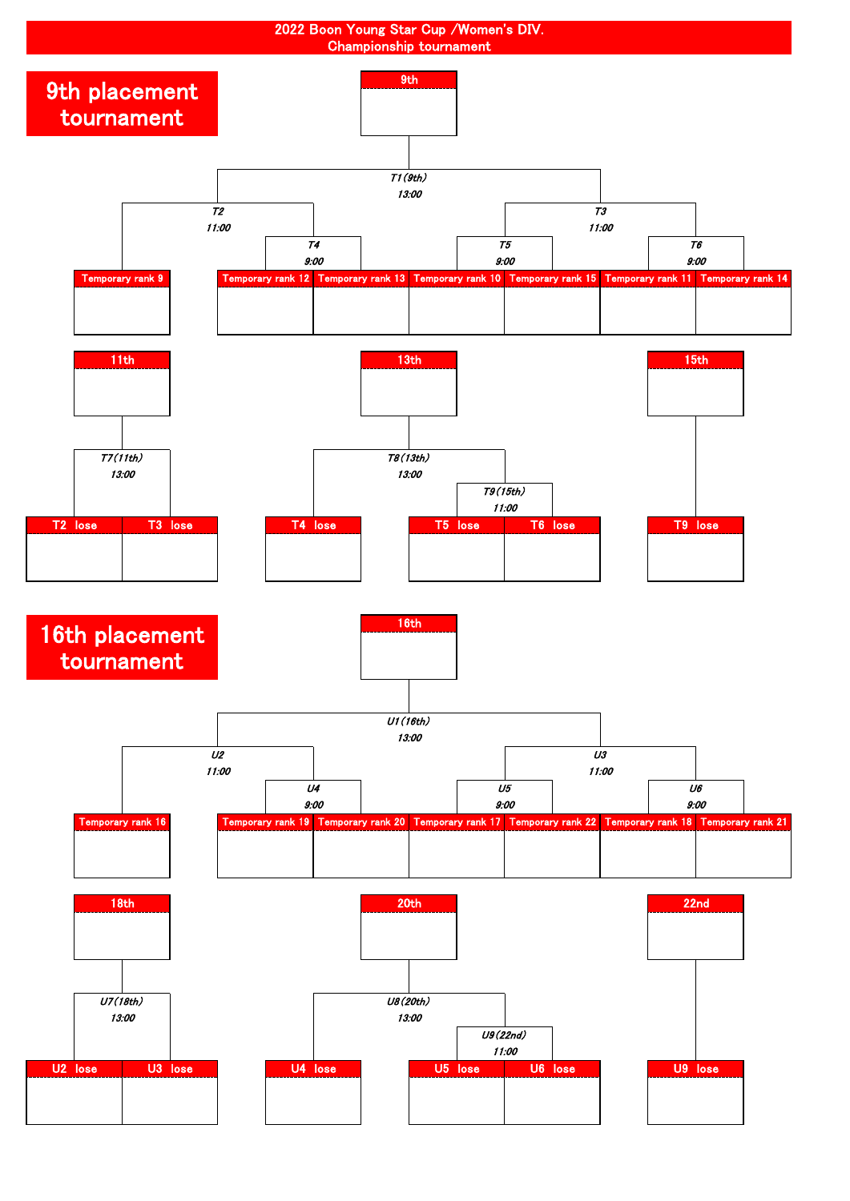# 2022 Boon Young Star Cup /Women's DIV.
## Championship tournament

## 9th placement tournament

**9th**

T1(9th) 13:00

T2 11:00

T3 11:00

T4 9:00

T5 9:00

T6 9:00

Temporary rank 9

Temporary rank 12

Temporary rank 13

Temporary rank 10

Temporary rank 15

Temporary rank 11

Temporary rank 14

**11th**

T7(11th) 13:00

T2 lose

T3 lose

**13th**

T8(13th) 13:00

T9(15th) 11:00

T4 lose

T5 lose

T6 lose

**15th**

T9 lose

## 16th placement tournament

**16th**

U1(16th) 13:00

U2 11:00

U3 11:00

U4 9:00

U5 9:00

U6 9:00

Temporary rank 16

Temporary rank 19

Temporary rank 20

Temporary rank 17

Temporary rank 22

Temporary rank 18

Temporary rank 21

**18th**

U7(18th) 13:00

U2 lose

U3 lose

**20th**

U8(20th) 13:00

U9(22nd) 11:00

U4 lose

U5 lose

U6 lose

**22nd**

U9 lose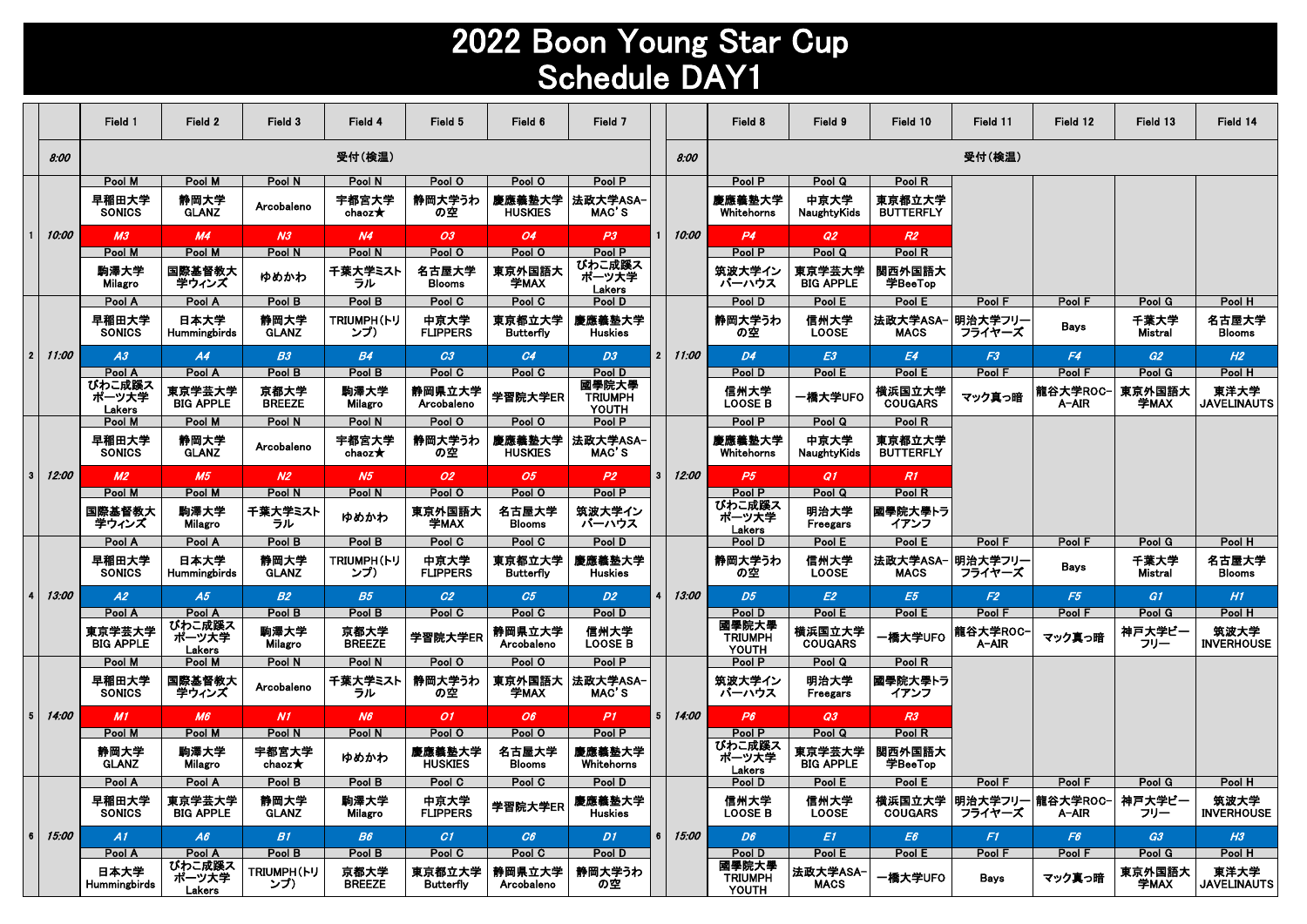# 2022 Boon Young Star Cup
# Schedule DAY1

| | | Field 1 | Field 2 | Field 3 | Field 4 | Field 5 | Field 6 | Field 7 | | | Field 8 | Field 9 | Field 10 | Field 11 | Field 12 | Field 13 | Field 14 |
|---|---|---|---|---|---|---|---|---|---|---|---|---|---|---|---|---|---|
| | 8:00 | 受付（検温） | | | | | | | | 8:00 | 受付（検温） | | | | | | |
| 1 | 10:00 | Pool M | Pool M | Pool N | Pool N | Pool O | Pool O | Pool P | 1 | 10:00 | Pool P | Pool Q | Pool R | | | | |
| | | 早稲田大学 SONICS | 静岡大学 GLANZ | Arcobaleno | 宇都宮大学 chaoz★ | 静岡大学うわの空 | 慶應義塾大学 HUSKIES | 法政大学ASA-MAC'S | | | 慶應義塾大学 Whitehorns | 中京大学 NaughtyKids | 東京都立大学 BUTTERFLY | | | | |
| | | M3 | M4 | N3 | N4 | O3 | O4 | P3 | | | P4 | Q2 | R2 | | | | |
| | | Pool M | Pool M | Pool N | Pool N | Pool O | Pool O | Pool P | | | Pool P | Pool Q | Pool R | | | | |
| | | 駒澤大学 Milagro | 国際基督教大学ウィンズ | ゆめかわ | 千葉大学ミストラル | 名古屋大学 Blooms | 東京外国語大学MAX | びわこ成蹊スポーツ大学 Lakers | | | 筑波大学インバーハウス | 東京学芸大学 BIG APPLE | 関西外国語大学BeeTop | | | | |
| 2 | 11:00 | Pool A | Pool A | Pool B | Pool B | Pool C | Pool C | Pool D | 2 | 11:00 | Pool D | Pool E | Pool E | Pool F | Pool F | Pool G | Pool H |
| | | 早稲田大学 SONICS | 日本大学 Hummingbirds | 静岡大学 GLANZ | TRIUMPH(トリンプ) | 中京大学 FLIPPERS | 東京都立大学 Butterfly | 慶應義塾大学 Huskies | | | 静岡大学うわの空 | 信州大学 LOOSE | 法政大学ASA-MACS | 明治大学フリーフライヤーズ | Bays | 千葉大学 Mistral | 名古屋大学 Blooms |
| | | A3 | A4 | B3 | B4 | C3 | C4 | D3 | | | D4 | E3 | E4 | F3 | F4 | G2 | H2 |
| | | Pool A | Pool A | Pool B | Pool B | Pool C | Pool C | Pool D | | | Pool D | Pool E | Pool E | Pool F | Pool F | Pool G | Pool H |
| | | びわこ成蹊スポーツ大学 Lakers | 東京学芸大学 BIG APPLE | 京都大学 BREEZE | 駒澤大学 Milagro | 静岡県立大学 Arcobaleno | 学習院大学ER | 國學院大學 TRIUMPH YOUTH | | | 信州大学 LOOSE B | 一橋大学UFO | 横浜国立大学 COUGARS | マック真っ暗 | 龍谷大学ROC-A-AIR | 東京外国語大学MAX | 東洋大学 JAVELINAUTS |
| 3 | 12:00 | Pool M | Pool M | Pool N | Pool N | Pool O | Pool O | Pool P | 3 | 12:00 | Pool P | Pool Q | Pool R | | | | |
| | | 早稲田大学 SONICS | 静岡大学 GLANZ | Arcobaleno | 宇都宮大学 chaoz★ | 静岡大学うわの空 | 慶應義塾大学 HUSKIES | 法政大学ASA-MAC'S | | | 慶應義塾大学 Whitehorns | 中京大学 NaughtyKids | 東京都立大学 BUTTERFLY | | | | |
| | | M2 | M5 | N2 | N5 | O2 | O5 | P2 | | | P5 | Q1 | R1 | | | | |
| | | Pool M | Pool M | Pool N | Pool N | Pool O | Pool O | Pool P | | | Pool P | Pool Q | Pool R | | | | |
| | | 国際基督教大学ウィンズ | 駒澤大学 Milagro | 千葉大学ミストラル | ゆめかわ | 東京外国語大学MAX | 名古屋大学 Blooms | 筑波大学インバーハウス | | | びわこ成蹊スポーツ大学 Lakers | 明治大学 Freegars | 國學院大學トライアンフ | | | | |
| 4 | 13:00 | Pool A | Pool A | Pool B | Pool B | Pool C | Pool C | Pool D | 4 | 13:00 | Pool D | Pool E | Pool E | Pool F | Pool F | Pool G | Pool H |
| | | 早稲田大学 SONICS | 日本大学 Hummingbirds | 静岡大学 GLANZ | TRIUMPH(トリンプ) | 中京大学 FLIPPERS | 東京都立大学 Butterfly | 慶應義塾大学 Huskies | | | 静岡大学うわの空 | 信州大学 LOOSE | 法政大学ASA-MACS | 明治大学フリーフライヤーズ | Bays | 千葉大学 Mistral | 名古屋大学 Blooms |
| | | A2 | A5 | B2 | B5 | C2 | C5 | D2 | | | D5 | E2 | E5 | F2 | F5 | G1 | H1 |
| | | Pool A | Pool A | Pool B | Pool B | Pool C | Pool C | Pool D | | | Pool D | Pool E | Pool E | Pool F | Pool F | Pool G | Pool H |
| | | 東京学芸大学 BIG APPLE | びわこ成蹊スポーツ大学 Lakers | 駒澤大学 Milagro | 京都大学 BREEZE | 学習院大学ER | 静岡県立大学 Arcobaleno | 信州大学 LOOSE B | | | 國學院大學 TRIUMPH YOUTH | 横浜国立大学 COUGARS | 一橋大学UFO | 龍谷大学ROC-A-AIR | マック真っ暗 | 神戸大学ビーフリー | 筑波大学 INVERHOUSE |
| 5 | 14:00 | Pool M | Pool M | Pool N | Pool N | Pool O | Pool O | Pool P | 5 | 14:00 | Pool P | Pool Q | Pool R | | | | |
| | | 早稲田大学 SONICS | 国際基督教大学ウィンズ | Arcobaleno | 千葉大学ミストラル | 静岡大学うわの空 | 東京外国語大学MAX | 法政大学ASA-MAC'S | | | 筑波大学インバーハウス | 明治大学 Freegars | 國學院大學トライアンフ | | | | |
| | | M1 | M6 | N1 | N6 | O1 | O6 | P1 | | | P6 | Q3 | R3 | | | | |
| | | Pool M | Pool M | Pool N | Pool N | Pool O | Pool O | Pool P | | | Pool P | Pool Q | Pool R | | | | |
| | | 静岡大学 GLANZ | 駒澤大学 Milagro | 宇都宮大学 chaoz★ | ゆめかわ | 慶應義塾大学 HUSKIES | 名古屋大学 Blooms | 慶應義塾大学 Whitehorns | | | びわこ成蹊スポーツ大学 Lakers | 東京学芸大学 BIG APPLE | 関西外国語大学BeeTop | | | | |
| 6 | 15:00 | Pool A | Pool A | Pool B | Pool B | Pool C | Pool C | Pool D | 6 | 15:00 | Pool D | Pool E | Pool E | Pool F | Pool F | Pool G | Pool H |
| | | 早稲田大学 SONICS | 東京学芸大学 BIG APPLE | 静岡大学 GLANZ | 駒澤大学 Milagro | 中京大学 FLIPPERS | 学習院大学ER | 慶應義塾大学 Huskies | | | 信州大学 LOOSE B | 信州大学 LOOSE | 横浜国立大学 COUGARS | 明治大学フリーフライヤーズ | 龍谷大学ROC-A-AIR | 神戸大学ビーフリー | 筑波大学 INVERHOUSE |
| | | A1 | A6 | B1 | B6 | C1 | C6 | D1 | | | D6 | E1 | E6 | F1 | F6 | G3 | H3 |
| | | Pool A | Pool A | Pool B | Pool B | Pool C | Pool C | Pool D | | | Pool D | Pool E | Pool E | Pool F | Pool F | Pool G | Pool H |
| | | 日本大学 Hummingbirds | びわこ成蹊スポーツ大学 Lakers | TRIUMPH(トリンプ) | 京都大学 BREEZE | 東京都立大学 Butterfly | 静岡県立大学 Arcobaleno | 静岡大学うわの空 | | | 國學院大學 TRIUMPH YOUTH | 法政大学ASA-MACS | 一橋大学UFO | Bays | マック真っ暗 | 東京外国語大学MAX | 東洋大学 JAVELINAUTS |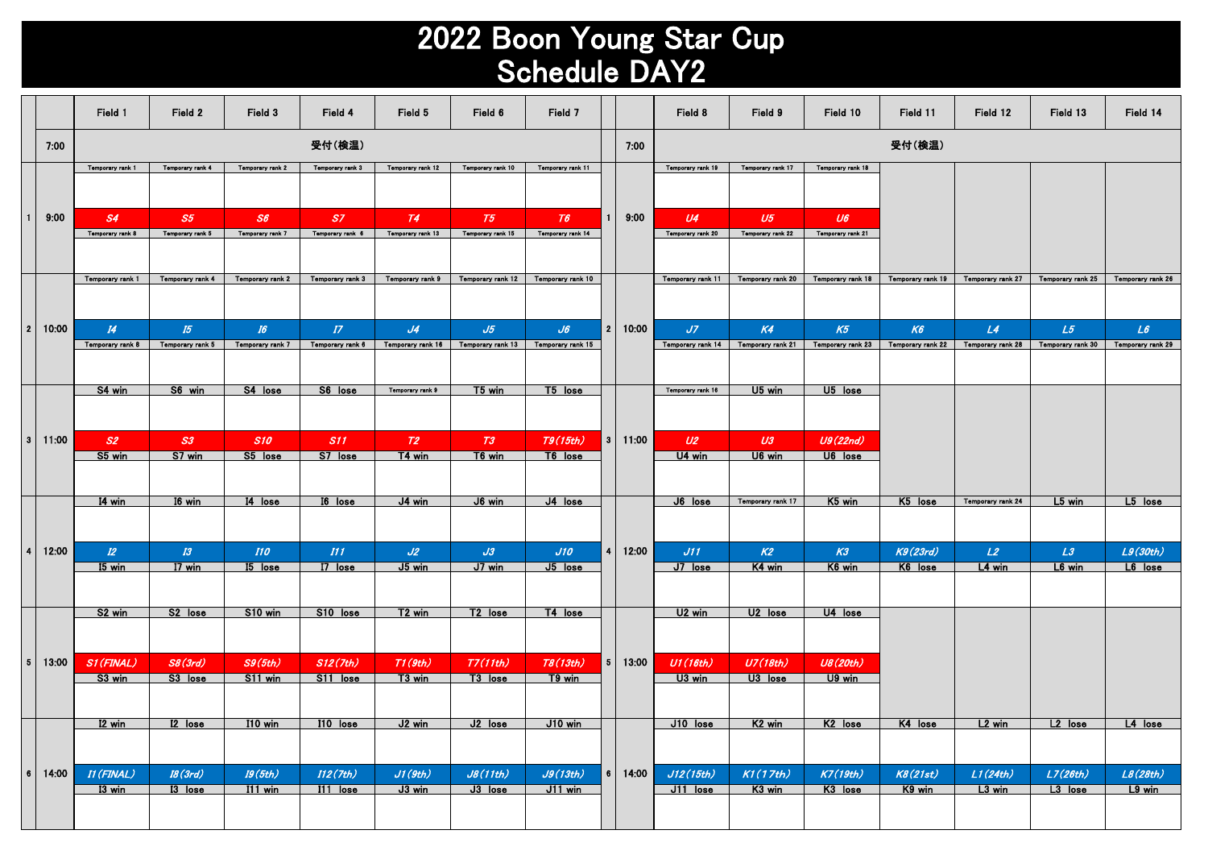# 2022 Boon Young Star Cup
# Schedule DAY2

| | | Field 1 | Field 2 | Field 3 | Field 4 | Field 5 | Field 6 | Field 7 |
|---|---|---|---|---|---|---|---|---|
| | 7:00 | 受付(検温) | | | | | | |
| 1 | 9:00 | Temporary rank 1 | Temporary rank 4 | Temporary rank 2 | Temporary rank 3 | Temporary rank 12 | Temporary rank 10 | Temporary rank 11 |
| | | S4 | S5 | S6 | S7 | T4 | T5 | T6 |
| | | Temporary rank 8 | Temporary rank 5 | Temporary rank 7 | Temporary rank 6 | Temporary rank 13 | Temporary rank 15 | Temporary rank 14 |
| 2 | 10:00 | Temporary rank 1 | Temporary rank 4 | Temporary rank 2 | Temporary rank 3 | Temporary rank 9 | Temporary rank 12 | Temporary rank 10 |
| | | I4 | I5 | I6 | I7 | J4 | J5 | J6 |
| | | Temporary rank 8 | Temporary rank 5 | Temporary rank 7 | Temporary rank 6 | Temporary rank 16 | Temporary rank 13 | Temporary rank 15 |
| 3 | 11:00 | S4 win | S6 win | S4 lose | S6 lose | Temporary rank 9 | T5 win | T5 lose |
| | | S2 | S3 | S10 | S11 | T2 | T3 | T9(15th) |
| | | S5 win | S7 win | S5 lose | S7 lose | T4 win | T6 win | T6 lose |
| 4 | 12:00 | I4 win | I6 win | I4 lose | I6 lose | J4 win | J6 win | J4 lose |
| | | I2 | I3 | I10 | I11 | J2 | J3 | J10 |
| | | I5 win | I7 win | I5 lose | I7 lose | J5 win | J7 win | J5 lose |
| 5 | 13:00 | S2 win | S2 lose | S10 win | S10 lose | T2 win | T2 lose | T4 lose |
| | | S1(FINAL) | S8(3rd) | S9(5th) | S12(7th) | T1(9th) | T7(11th) | T8(13th) |
| | | S3 win | S3 lose | S11 win | S11 lose | T3 win | T3 lose | T9 win |
| 6 | 14:00 | I2 win | I2 lose | I10 win | I10 lose | J2 win | J2 lose | J10 win |
| | | I1(FINAL) | I8(3rd) | I9(5th) | I12(7th) | J1(9th) | J8(11th) | J9(13th) |
| | | I3 win | I3 lose | I11 win | I11 lose | J3 win | J3 lose | J11 win |

| | | Field 8 | Field 9 | Field 10 | Field 11 | Field 12 | Field 13 | Field 14 |
|---|---|---|---|---|---|---|---|---|
| | 7:00 | 受付(検温) | | | | | | |
| 1 | 9:00 | Temporary rank 19 | Temporary rank 17 | Temporary rank 18 | | | | |
| | | U4 | U5 | U6 | | | | |
| | | Temporary rank 20 | Temporary rank 22 | Temporary rank 21 | | | | |
| 2 | 10:00 | Temporary rank 11 | Temporary rank 20 | Temporary rank 18 | Temporary rank 19 | Temporary rank 27 | Temporary rank 25 | Temporary rank 26 |
| | | J7 | K4 | K5 | K6 | L4 | L5 | L6 |
| | | Temporary rank 14 | Temporary rank 21 | Temporary rank 23 | Temporary rank 22 | Temporary rank 28 | Temporary rank 30 | Temporary rank 29 |
| 3 | 11:00 | Temporary rank 16 | U5 win | U5 lose | | | | |
| | | U2 | U3 | U9(22nd) | | | | |
| | | U4 win | U6 win | U6 lose | | | | |
| 4 | 12:00 | J6 lose | Temporary rank 17 | K5 win | K5 lose | Temporary rank 24 | L5 win | L5 lose |
| | | J11 | K2 | K3 | K9(23rd) | L2 | L3 | L9(30th) |
| | | J7 lose | K4 win | K6 win | K6 lose | L4 win | L6 win | L6 lose |
| 5 | 13:00 | U2 win | U2 lose | U4 lose | | | | |
| | | U1(16th) | U7(18th) | U8(20th) | | | | |
| | | U3 win | U3 lose | U9 win | | | | |
| 6 | 14:00 | J10 lose | K2 win | K2 lose | K4 lose | L2 win | L2 lose | L4 lose |
| | | J12(15th) | K1(17th) | K7(19th) | K8(21st) | L1(24th) | L7(26th) | L8(28th) |
| | | J11 lose | K3 win | K3 lose | K9 win | L3 win | L3 lose | L9 win |